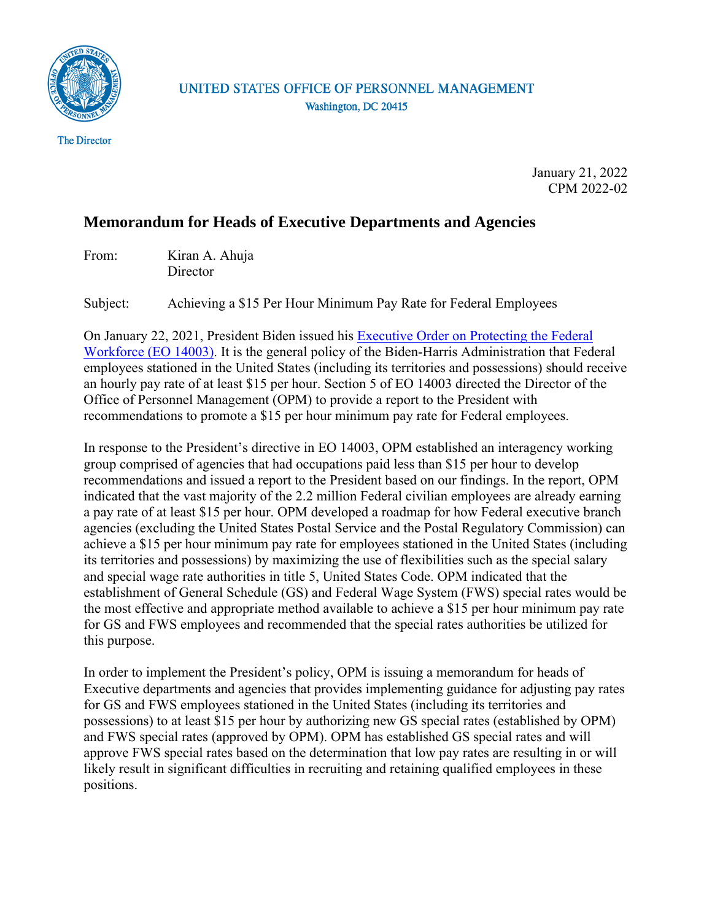UNITED STATES OFFICE OF PERSONNEL MANAGEMENT
Washington, DC 20415

The Director

January 21, 2022
CPM 2022-02

## Memorandum for Heads of Executive Departments and Agencies

From: Kiran A. Ahuja
Director

Subject: Achieving a $15 Per Hour Minimum Pay Rate for Federal Employees

On January 22, 2021, President Biden issued his Executive Order on Protecting the Federal Workforce (EO 14003). It is the general policy of the Biden-Harris Administration that Federal employees stationed in the United States (including its territories and possessions) should receive an hourly pay rate of at least $15 per hour. Section 5 of EO 14003 directed the Director of the Office of Personnel Management (OPM) to provide a report to the President with recommendations to promote a $15 per hour minimum pay rate for Federal employees.

In response to the President's directive in EO 14003, OPM established an interagency working group comprised of agencies that had occupations paid less than $15 per hour to develop recommendations and issued a report to the President based on our findings. In the report, OPM indicated that the vast majority of the 2.2 million Federal civilian employees are already earning a pay rate of at least $15 per hour. OPM developed a roadmap for how Federal executive branch agencies (excluding the United States Postal Service and the Postal Regulatory Commission) can achieve a $15 per hour minimum pay rate for employees stationed in the United States (including its territories and possessions) by maximizing the use of flexibilities such as the special salary and special wage rate authorities in title 5, United States Code. OPM indicated that the establishment of General Schedule (GS) and Federal Wage System (FWS) special rates would be the most effective and appropriate method available to achieve a $15 per hour minimum pay rate for GS and FWS employees and recommended that the special rates authorities be utilized for this purpose.

In order to implement the President's policy, OPM is issuing a memorandum for heads of Executive departments and agencies that provides implementing guidance for adjusting pay rates for GS and FWS employees stationed in the United States (including its territories and possessions) to at least $15 per hour by authorizing new GS special rates (established by OPM) and FWS special rates (approved by OPM). OPM has established GS special rates and will approve FWS special rates based on the determination that low pay rates are resulting in or will likely result in significant difficulties in recruiting and retaining qualified employees in these positions.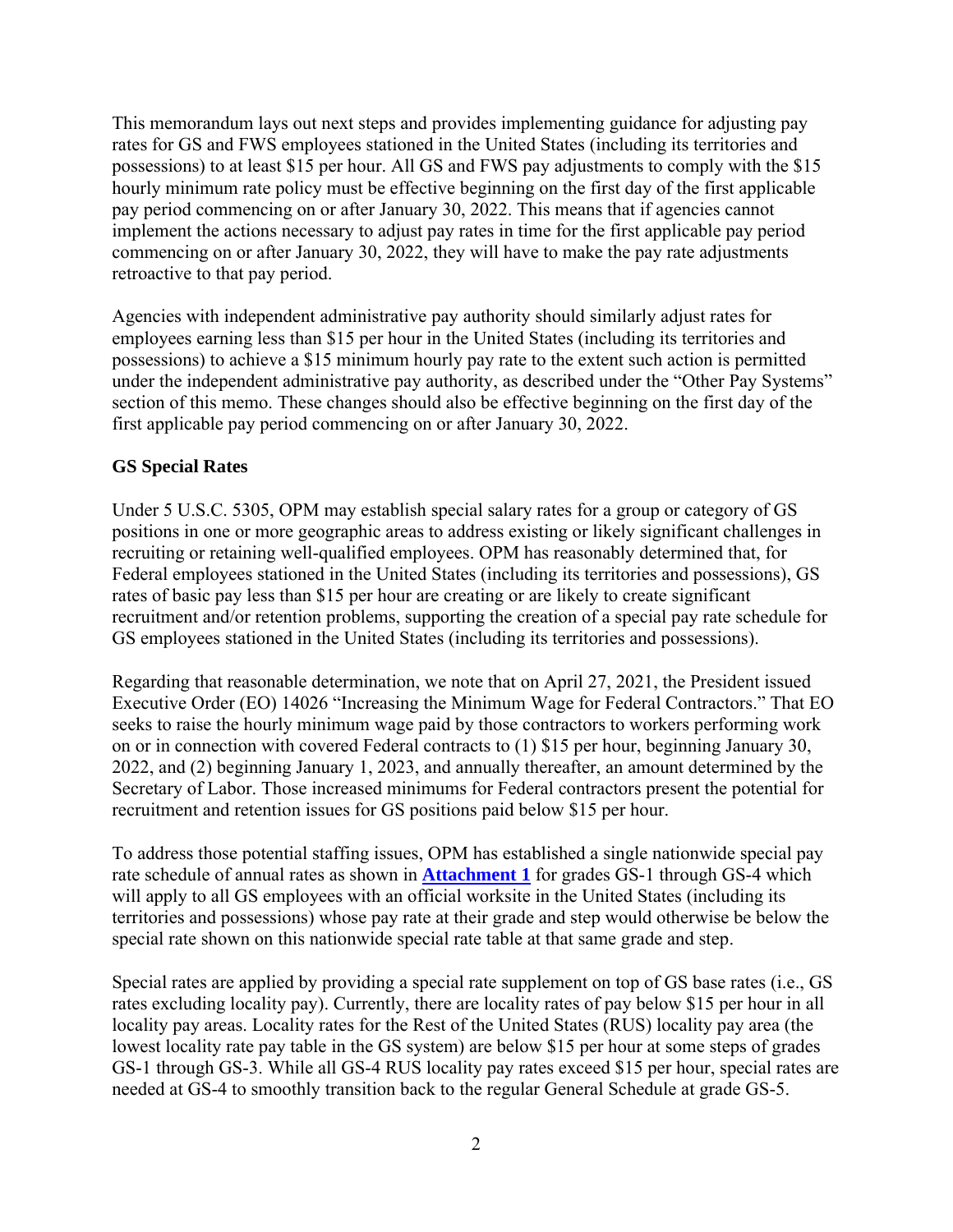This memorandum lays out next steps and provides implementing guidance for adjusting pay rates for GS and FWS employees stationed in the United States (including its territories and possessions) to at least $15 per hour. All GS and FWS pay adjustments to comply with the $15 hourly minimum rate policy must be effective beginning on the first day of the first applicable pay period commencing on or after January 30, 2022. This means that if agencies cannot implement the actions necessary to adjust pay rates in time for the first applicable pay period commencing on or after January 30, 2022, they will have to make the pay rate adjustments retroactive to that pay period.

Agencies with independent administrative pay authority should similarly adjust rates for employees earning less than $15 per hour in the United States (including its territories and possessions) to achieve a $15 minimum hourly pay rate to the extent such action is permitted under the independent administrative pay authority, as described under the "Other Pay Systems" section of this memo. These changes should also be effective beginning on the first day of the first applicable pay period commencing on or after January 30, 2022.

**GS Special Rates**

Under 5 U.S.C. 5305, OPM may establish special salary rates for a group or category of GS positions in one or more geographic areas to address existing or likely significant challenges in recruiting or retaining well-qualified employees. OPM has reasonably determined that, for Federal employees stationed in the United States (including its territories and possessions), GS rates of basic pay less than $15 per hour are creating or are likely to create significant recruitment and/or retention problems, supporting the creation of a special pay rate schedule for GS employees stationed in the United States (including its territories and possessions).

Regarding that reasonable determination, we note that on April 27, 2021, the President issued Executive Order (EO) 14026 "Increasing the Minimum Wage for Federal Contractors." That EO seeks to raise the hourly minimum wage paid by those contractors to workers performing work on or in connection with covered Federal contracts to (1) $15 per hour, beginning January 30, 2022, and (2) beginning January 1, 2023, and annually thereafter, an amount determined by the Secretary of Labor. Those increased minimums for Federal contractors present the potential for recruitment and retention issues for GS positions paid below $15 per hour.

To address those potential staffing issues, OPM has established a single nationwide special pay rate schedule of annual rates as shown in **Attachment 1** for grades GS-1 through GS-4 which will apply to all GS employees with an official worksite in the United States (including its territories and possessions) whose pay rate at their grade and step would otherwise be below the special rate shown on this nationwide special rate table at that same grade and step.

Special rates are applied by providing a special rate supplement on top of GS base rates (i.e., GS rates excluding locality pay). Currently, there are locality rates of pay below $15 per hour in all locality pay areas. Locality rates for the Rest of the United States (RUS) locality pay area (the lowest locality rate pay table in the GS system) are below $15 per hour at some steps of grades GS-1 through GS-3. While all GS-4 RUS locality pay rates exceed $15 per hour, special rates are needed at GS-4 to smoothly transition back to the regular General Schedule at grade GS-5.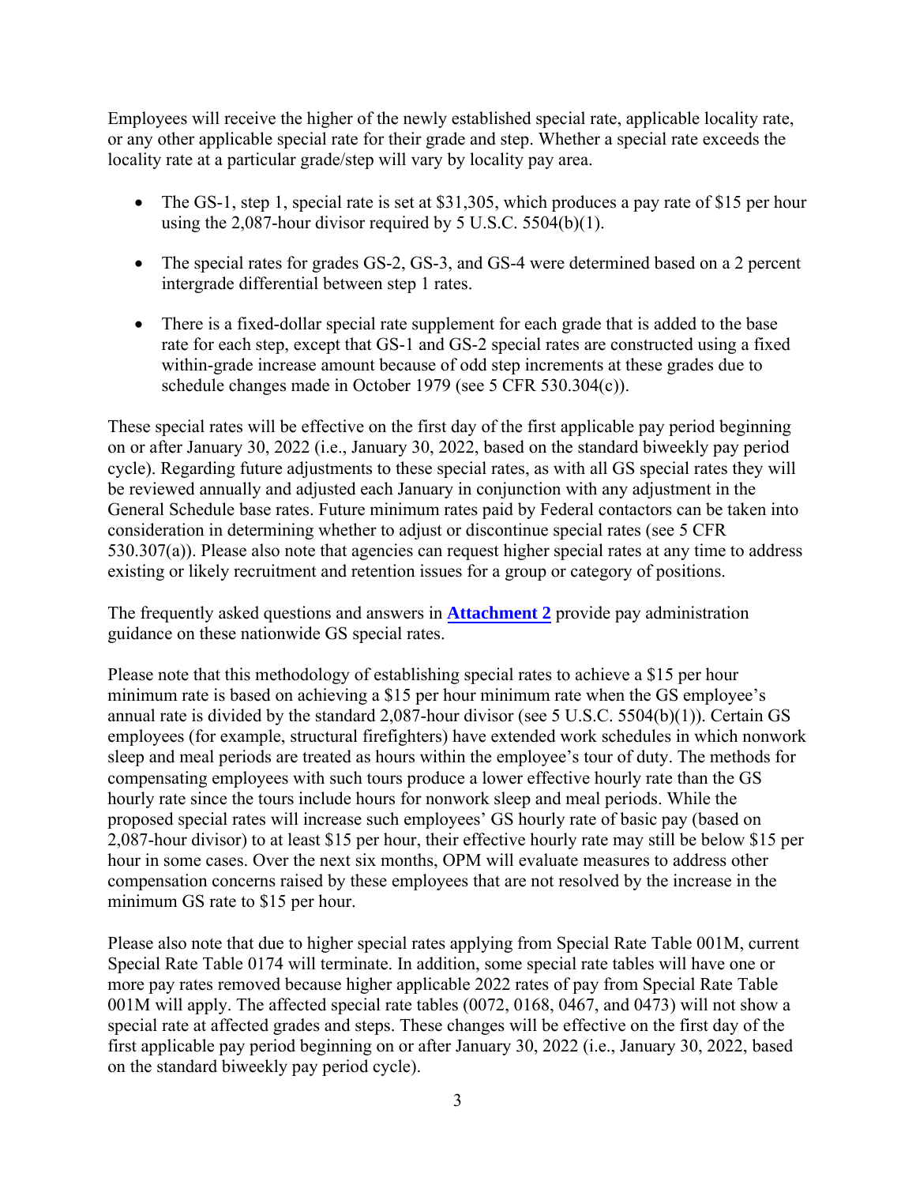Employees will receive the higher of the newly established special rate, applicable locality rate, or any other applicable special rate for their grade and step. Whether a special rate exceeds the locality rate at a particular grade/step will vary by locality pay area.

- The GS-1, step 1, special rate is set at $31,305, which produces a pay rate of $15 per hour using the 2,087-hour divisor required by 5 U.S.C. 5504(b)(1).
- The special rates for grades GS-2, GS-3, and GS-4 were determined based on a 2 percent intergrade differential between step 1 rates.
- There is a fixed-dollar special rate supplement for each grade that is added to the base rate for each step, except that GS-1 and GS-2 special rates are constructed using a fixed within-grade increase amount because of odd step increments at these grades due to schedule changes made in October 1979 (see 5 CFR 530.304(c)).

These special rates will be effective on the first day of the first applicable pay period beginning on or after January 30, 2022 (i.e., January 30, 2022, based on the standard biweekly pay period cycle). Regarding future adjustments to these special rates, as with all GS special rates they will be reviewed annually and adjusted each January in conjunction with any adjustment in the General Schedule base rates. Future minimum rates paid by Federal contactors can be taken into consideration in determining whether to adjust or discontinue special rates (see 5 CFR 530.307(a)). Please also note that agencies can request higher special rates at any time to address existing or likely recruitment and retention issues for a group or category of positions.

The frequently asked questions and answers in **Attachment 2** provide pay administration guidance on these nationwide GS special rates.

Please note that this methodology of establishing special rates to achieve a $15 per hour minimum rate is based on achieving a $15 per hour minimum rate when the GS employee's annual rate is divided by the standard 2,087-hour divisor (see 5 U.S.C. 5504(b)(1)). Certain GS employees (for example, structural firefighters) have extended work schedules in which nonwork sleep and meal periods are treated as hours within the employee's tour of duty. The methods for compensating employees with such tours produce a lower effective hourly rate than the GS hourly rate since the tours include hours for nonwork sleep and meal periods. While the proposed special rates will increase such employees' GS hourly rate of basic pay (based on 2,087-hour divisor) to at least $15 per hour, their effective hourly rate may still be below $15 per hour in some cases. Over the next six months, OPM will evaluate measures to address other compensation concerns raised by these employees that are not resolved by the increase in the minimum GS rate to $15 per hour.

Please also note that due to higher special rates applying from Special Rate Table 001M, current Special Rate Table 0174 will terminate. In addition, some special rate tables will have one or more pay rates removed because higher applicable 2022 rates of pay from Special Rate Table 001M will apply. The affected special rate tables (0072, 0168, 0467, and 0473) will not show a special rate at affected grades and steps. These changes will be effective on the first day of the first applicable pay period beginning on or after January 30, 2022 (i.e., January 30, 2022, based on the standard biweekly pay period cycle).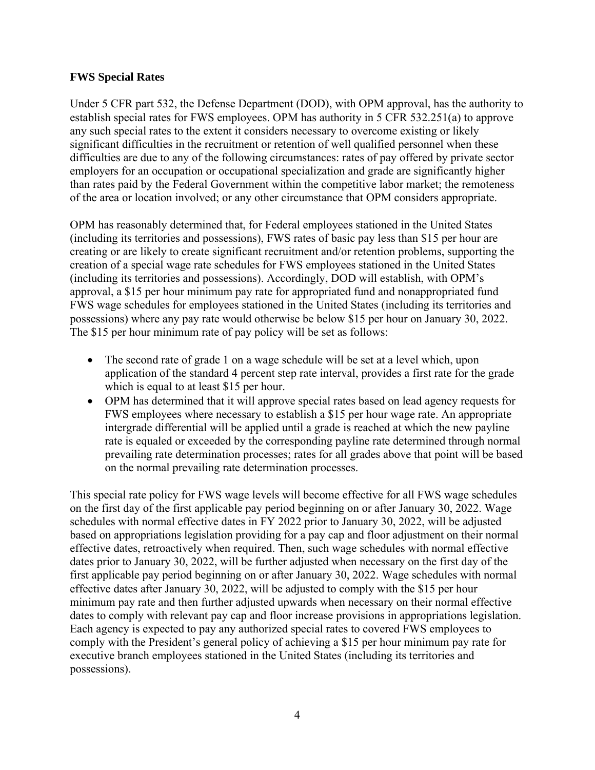**FWS Special Rates**

Under 5 CFR part 532, the Defense Department (DOD), with OPM approval, has the authority to establish special rates for FWS employees. OPM has authority in 5 CFR 532.251(a) to approve any such special rates to the extent it considers necessary to overcome existing or likely significant difficulties in the recruitment or retention of well qualified personnel when these difficulties are due to any of the following circumstances: rates of pay offered by private sector employers for an occupation or occupational specialization and grade are significantly higher than rates paid by the Federal Government within the competitive labor market; the remoteness of the area or location involved; or any other circumstance that OPM considers appropriate.

OPM has reasonably determined that, for Federal employees stationed in the United States (including its territories and possessions), FWS rates of basic pay less than $15 per hour are creating or are likely to create significant recruitment and/or retention problems, supporting the creation of a special wage rate schedules for FWS employees stationed in the United States (including its territories and possessions). Accordingly, DOD will establish, with OPM's approval, a $15 per hour minimum pay rate for appropriated fund and nonappropriated fund FWS wage schedules for employees stationed in the United States (including its territories and possessions) where any pay rate would otherwise be below $15 per hour on January 30, 2022. The $15 per hour minimum rate of pay policy will be set as follows:

- The second rate of grade 1 on a wage schedule will be set at a level which, upon application of the standard 4 percent step rate interval, provides a first rate for the grade which is equal to at least $15 per hour.
- OPM has determined that it will approve special rates based on lead agency requests for FWS employees where necessary to establish a $15 per hour wage rate. An appropriate intergrade differential will be applied until a grade is reached at which the new payline rate is equaled or exceeded by the corresponding payline rate determined through normal prevailing rate determination processes; rates for all grades above that point will be based on the normal prevailing rate determination processes.

This special rate policy for FWS wage levels will become effective for all FWS wage schedules on the first day of the first applicable pay period beginning on or after January 30, 2022. Wage schedules with normal effective dates in FY 2022 prior to January 30, 2022, will be adjusted based on appropriations legislation providing for a pay cap and floor adjustment on their normal effective dates, retroactively when required. Then, such wage schedules with normal effective dates prior to January 30, 2022, will be further adjusted when necessary on the first day of the first applicable pay period beginning on or after January 30, 2022. Wage schedules with normal effective dates after January 30, 2022, will be adjusted to comply with the $15 per hour minimum pay rate and then further adjusted upwards when necessary on their normal effective dates to comply with relevant pay cap and floor increase provisions in appropriations legislation. Each agency is expected to pay any authorized special rates to covered FWS employees to comply with the President's general policy of achieving a $15 per hour minimum pay rate for executive branch employees stationed in the United States (including its territories and possessions).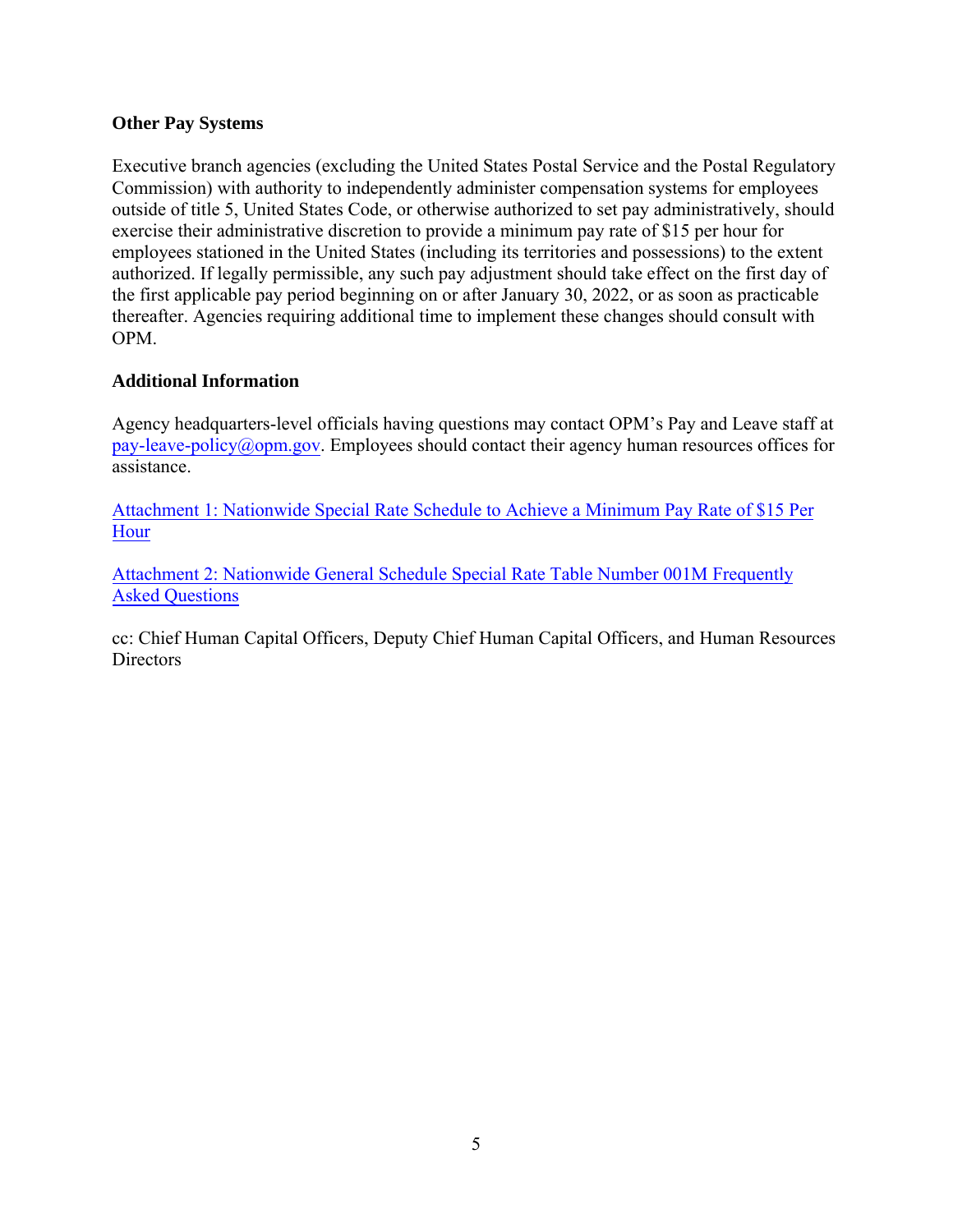**Other Pay Systems**

Executive branch agencies (excluding the United States Postal Service and the Postal Regulatory Commission) with authority to independently administer compensation systems for employees outside of title 5, United States Code, or otherwise authorized to set pay administratively, should exercise their administrative discretion to provide a minimum pay rate of $15 per hour for employees stationed in the United States (including its territories and possessions) to the extent authorized. If legally permissible, any such pay adjustment should take effect on the first day of the first applicable pay period beginning on or after January 30, 2022, or as soon as practicable thereafter. Agencies requiring additional time to implement these changes should consult with OPM.

**Additional Information**

Agency headquarters-level officials having questions may contact OPM's Pay and Leave staff at pay-leave-policy@opm.gov. Employees should contact their agency human resources offices for assistance.

Attachment 1: Nationwide Special Rate Schedule to Achieve a Minimum Pay Rate of $15 Per Hour

Attachment 2: Nationwide General Schedule Special Rate Table Number 001M Frequently Asked Questions

cc: Chief Human Capital Officers, Deputy Chief Human Capital Officers, and Human Resources Directors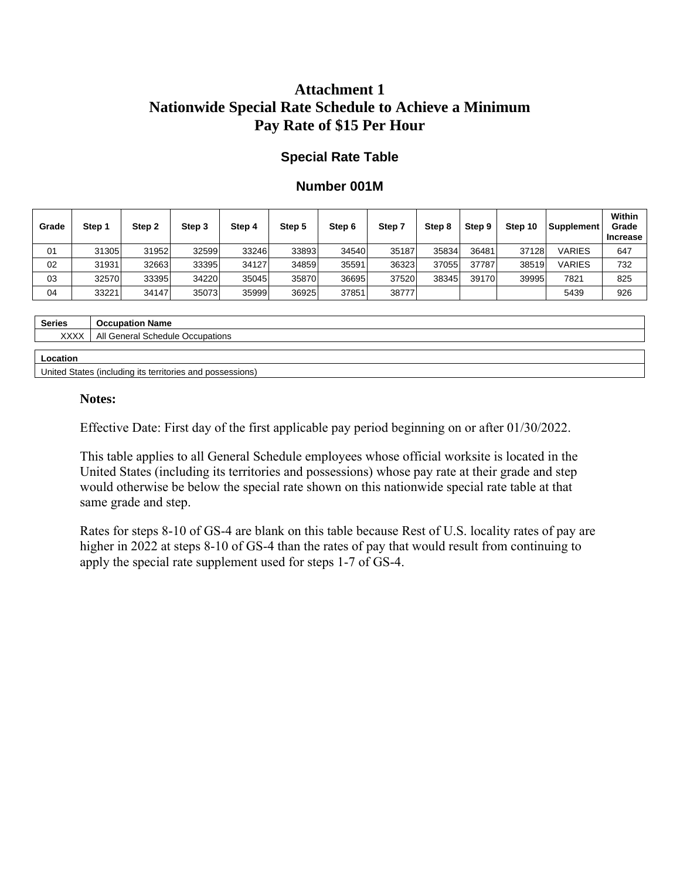# Attachment 1
# Nationwide Special Rate Schedule to Achieve a Minimum Pay Rate of $15 Per Hour

## Special Rate Table

## Number 001M

| Grade | Step 1 | Step 2 | Step 3 | Step 4 | Step 5 | Step 6 | Step 7 | Step 8 | Step 9 | Step 10 | Supplement | Within Grade Increase |
|---|---|---|---|---|---|---|---|---|---|---|---|---|
| 01 | 31305 | 31952 | 32599 | 33246 | 33893 | 34540 | 35187 | 35834 | 36481 | 37128 | VARIES | 647 |
| 02 | 31931 | 32663 | 33395 | 34127 | 34859 | 35591 | 36323 | 37055 | 37787 | 38519 | VARIES | 732 |
| 03 | 32570 | 33395 | 34220 | 35045 | 35870 | 36695 | 37520 | 38345 | 39170 | 39995 | 7821 | 825 |
| 04 | 33221 | 34147 | 35073 | 35999 | 36925 | 37851 | 38777 | | | | 5439 | 926 |

| Series | Occupation Name |
|---|---|
| XXXX | All General Schedule Occupations |

| Location |
|---|
| United States (including its territories and possessions) |

**Notes:**

Effective Date: First day of the first applicable pay period beginning on or after 01/30/2022.

This table applies to all General Schedule employees whose official worksite is located in the United States (including its territories and possessions) whose pay rate at their grade and step would otherwise be below the special rate shown on this nationwide special rate table at that same grade and step.

Rates for steps 8-10 of GS-4 are blank on this table because Rest of U.S. locality rates of pay are higher in 2022 at steps 8-10 of GS-4 than the rates of pay that would result from continuing to apply the special rate supplement used for steps 1-7 of GS-4.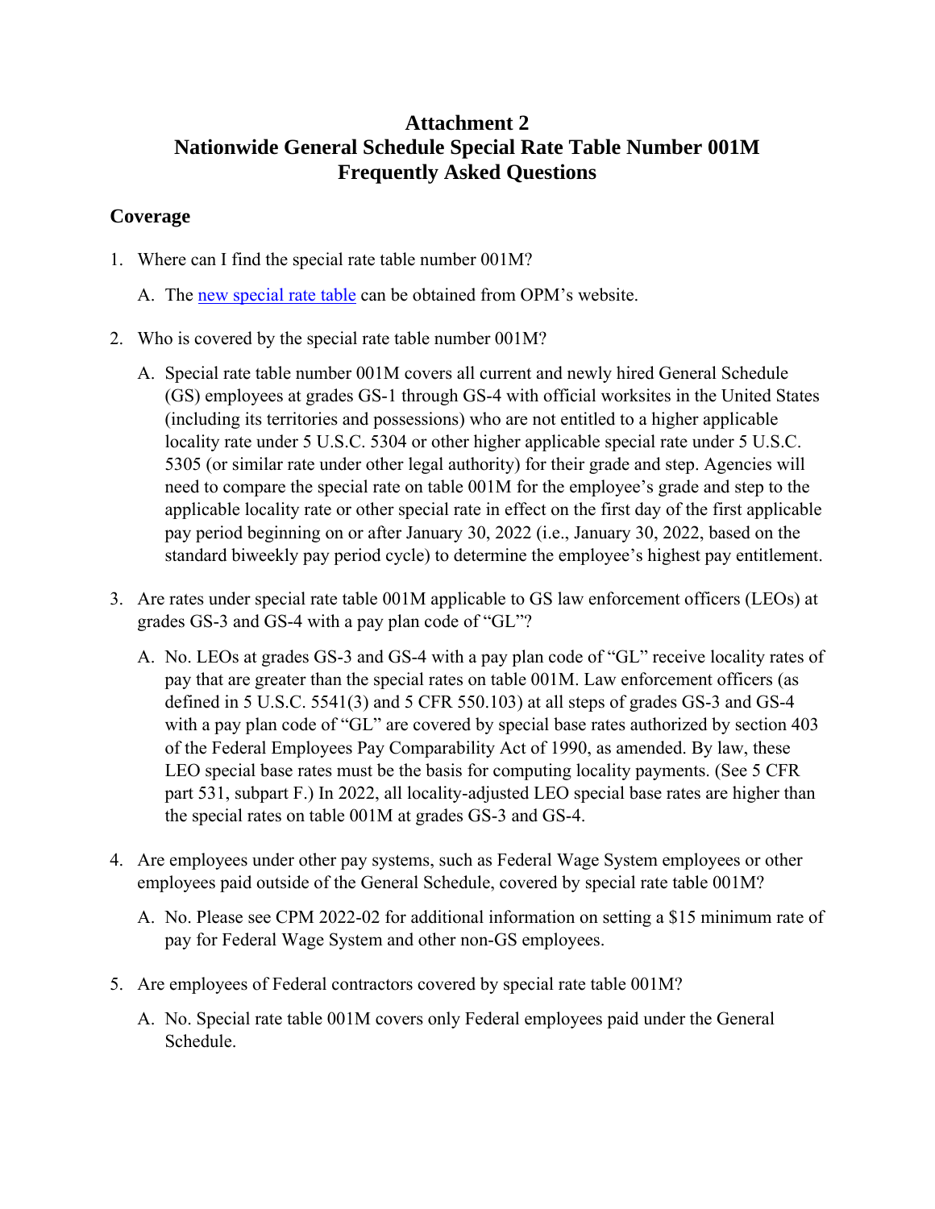# Attachment 2
# Nationwide General Schedule Special Rate Table Number 001M
# Frequently Asked Questions

## Coverage

1. Where can I find the special rate table number 001M?

   A. The new special rate table can be obtained from OPM's website.

2. Who is covered by the special rate table number 001M?

   A. Special rate table number 001M covers all current and newly hired General Schedule (GS) employees at grades GS-1 through GS-4 with official worksites in the United States (including its territories and possessions) who are not entitled to a higher applicable locality rate under 5 U.S.C. 5304 or other higher applicable special rate under 5 U.S.C. 5305 (or similar rate under other legal authority) for their grade and step. Agencies will need to compare the special rate on table 001M for the employee's grade and step to the applicable locality rate or other special rate in effect on the first day of the first applicable pay period beginning on or after January 30, 2022 (i.e., January 30, 2022, based on the standard biweekly pay period cycle) to determine the employee's highest pay entitlement.

3. Are rates under special rate table 001M applicable to GS law enforcement officers (LEOs) at grades GS-3 and GS-4 with a pay plan code of "GL"?

   A. No. LEOs at grades GS-3 and GS-4 with a pay plan code of "GL" receive locality rates of pay that are greater than the special rates on table 001M. Law enforcement officers (as defined in 5 U.S.C. 5541(3) and 5 CFR 550.103) at all steps of grades GS-3 and GS-4 with a pay plan code of "GL" are covered by special base rates authorized by section 403 of the Federal Employees Pay Comparability Act of 1990, as amended. By law, these LEO special base rates must be the basis for computing locality payments. (See 5 CFR part 531, subpart F.) In 2022, all locality-adjusted LEO special base rates are higher than the special rates on table 001M at grades GS-3 and GS-4.

4. Are employees under other pay systems, such as Federal Wage System employees or other employees paid outside of the General Schedule, covered by special rate table 001M?

   A. No. Please see CPM 2022-02 for additional information on setting a $15 minimum rate of pay for Federal Wage System and other non-GS employees.

5. Are employees of Federal contractors covered by special rate table 001M?

   A. No. Special rate table 001M covers only Federal employees paid under the General Schedule.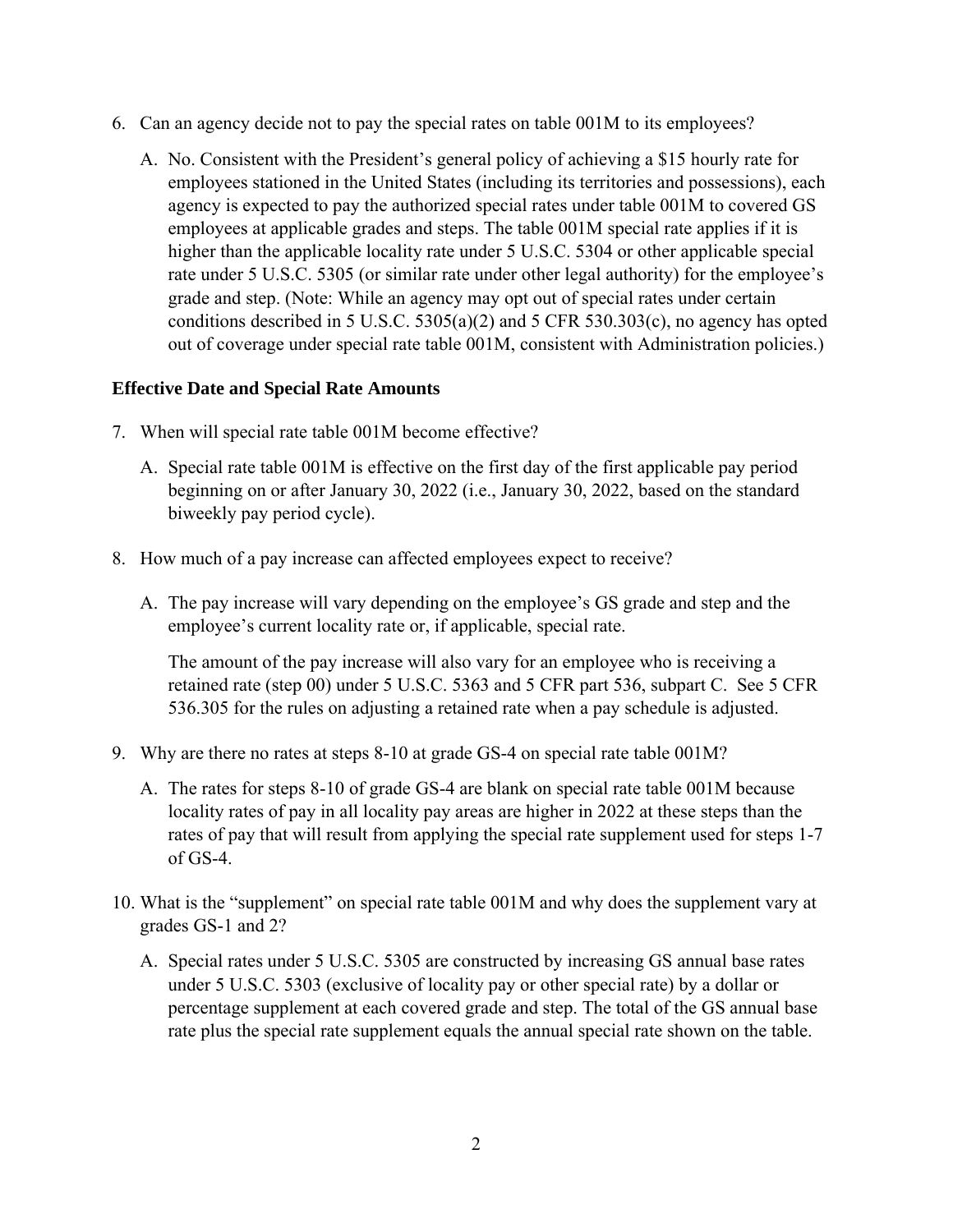6. Can an agency decide not to pay the special rates on table 001M to its employees?

   A. No. Consistent with the President's general policy of achieving a $15 hourly rate for employees stationed in the United States (including its territories and possessions), each agency is expected to pay the authorized special rates under table 001M to covered GS employees at applicable grades and steps. The table 001M special rate applies if it is higher than the applicable locality rate under 5 U.S.C. 5304 or other applicable special rate under 5 U.S.C. 5305 (or similar rate under other legal authority) for the employee's grade and step. (Note: While an agency may opt out of special rates under certain conditions described in 5 U.S.C. 5305(a)(2) and 5 CFR 530.303(c), no agency has opted out of coverage under special rate table 001M, consistent with Administration policies.)

**Effective Date and Special Rate Amounts**

7. When will special rate table 001M become effective?

   A. Special rate table 001M is effective on the first day of the first applicable pay period beginning on or after January 30, 2022 (i.e., January 30, 2022, based on the standard biweekly pay period cycle).

8. How much of a pay increase can affected employees expect to receive?

   A. The pay increase will vary depending on the employee's GS grade and step and the employee's current locality rate or, if applicable, special rate.

      The amount of the pay increase will also vary for an employee who is receiving a retained rate (step 00) under 5 U.S.C. 5363 and 5 CFR part 536, subpart C. See 5 CFR 536.305 for the rules on adjusting a retained rate when a pay schedule is adjusted.

9. Why are there no rates at steps 8-10 at grade GS-4 on special rate table 001M?

   A. The rates for steps 8-10 of grade GS-4 are blank on special rate table 001M because locality rates of pay in all locality pay areas are higher in 2022 at these steps than the rates of pay that will result from applying the special rate supplement used for steps 1-7 of GS-4.

10. What is the "supplement" on special rate table 001M and why does the supplement vary at grades GS-1 and 2?

    A. Special rates under 5 U.S.C. 5305 are constructed by increasing GS annual base rates under 5 U.S.C. 5303 (exclusive of locality pay or other special rate) by a dollar or percentage supplement at each covered grade and step. The total of the GS annual base rate plus the special rate supplement equals the annual special rate shown on the table.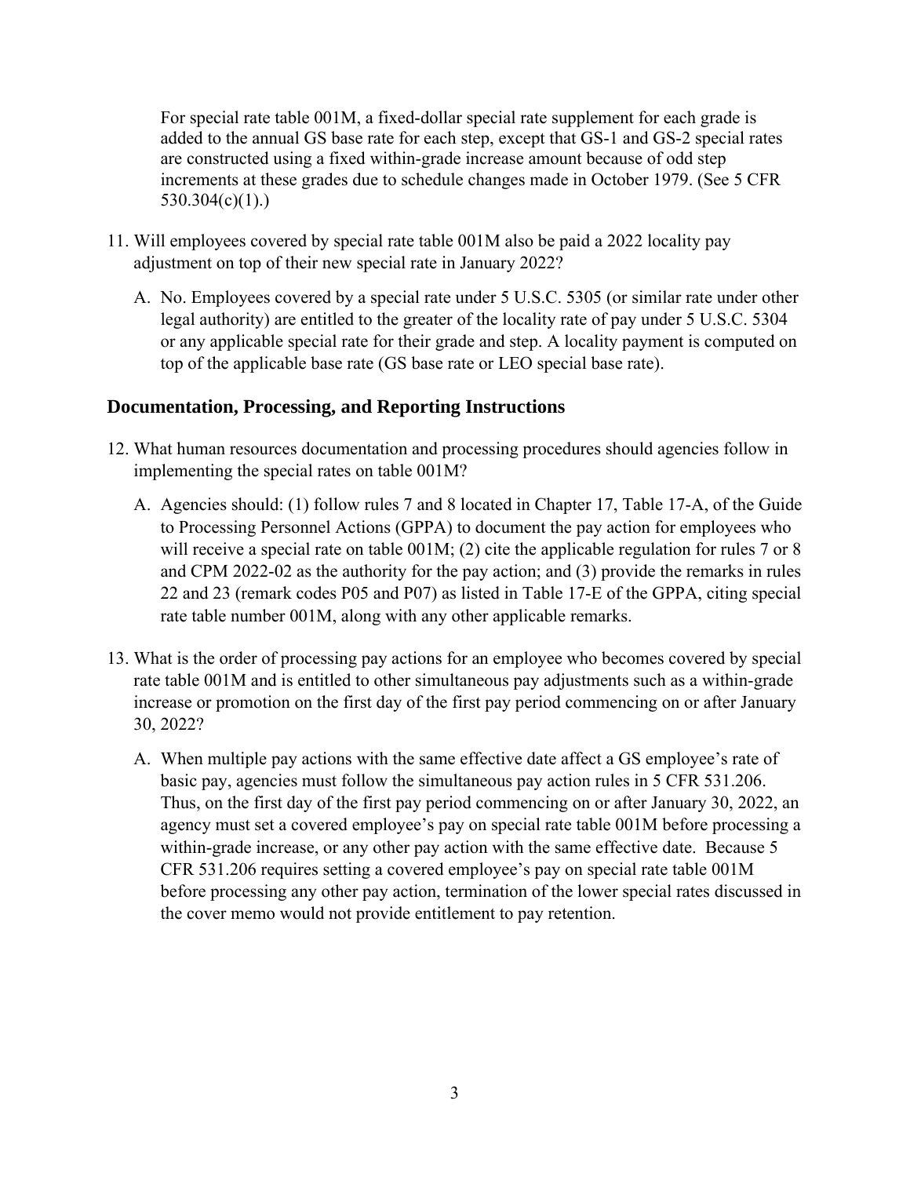For special rate table 001M, a fixed-dollar special rate supplement for each grade is added to the annual GS base rate for each step, except that GS-1 and GS-2 special rates are constructed using a fixed within-grade increase amount because of odd step increments at these grades due to schedule changes made in October 1979. (See 5 CFR 530.304(c)(1).)

11. Will employees covered by special rate table 001M also be paid a 2022 locality pay adjustment on top of their new special rate in January 2022?

    A. No. Employees covered by a special rate under 5 U.S.C. 5305 (or similar rate under other legal authority) are entitled to the greater of the locality rate of pay under 5 U.S.C. 5304 or any applicable special rate for their grade and step. A locality payment is computed on top of the applicable base rate (GS base rate or LEO special base rate).

## Documentation, Processing, and Reporting Instructions

12. What human resources documentation and processing procedures should agencies follow in implementing the special rates on table 001M?

    A. Agencies should: (1) follow rules 7 and 8 located in Chapter 17, Table 17-A, of the Guide to Processing Personnel Actions (GPPA) to document the pay action for employees who will receive a special rate on table 001M; (2) cite the applicable regulation for rules 7 or 8 and CPM 2022-02 as the authority for the pay action; and (3) provide the remarks in rules 22 and 23 (remark codes P05 and P07) as listed in Table 17-E of the GPPA, citing special rate table number 001M, along with any other applicable remarks.

13. What is the order of processing pay actions for an employee who becomes covered by special rate table 001M and is entitled to other simultaneous pay adjustments such as a within-grade increase or promotion on the first day of the first pay period commencing on or after January 30, 2022?

    A. When multiple pay actions with the same effective date affect a GS employee's rate of basic pay, agencies must follow the simultaneous pay action rules in 5 CFR 531.206. Thus, on the first day of the first pay period commencing on or after January 30, 2022, an agency must set a covered employee's pay on special rate table 001M before processing a within-grade increase, or any other pay action with the same effective date. Because 5 CFR 531.206 requires setting a covered employee's pay on special rate table 001M before processing any other pay action, termination of the lower special rates discussed in the cover memo would not provide entitlement to pay retention.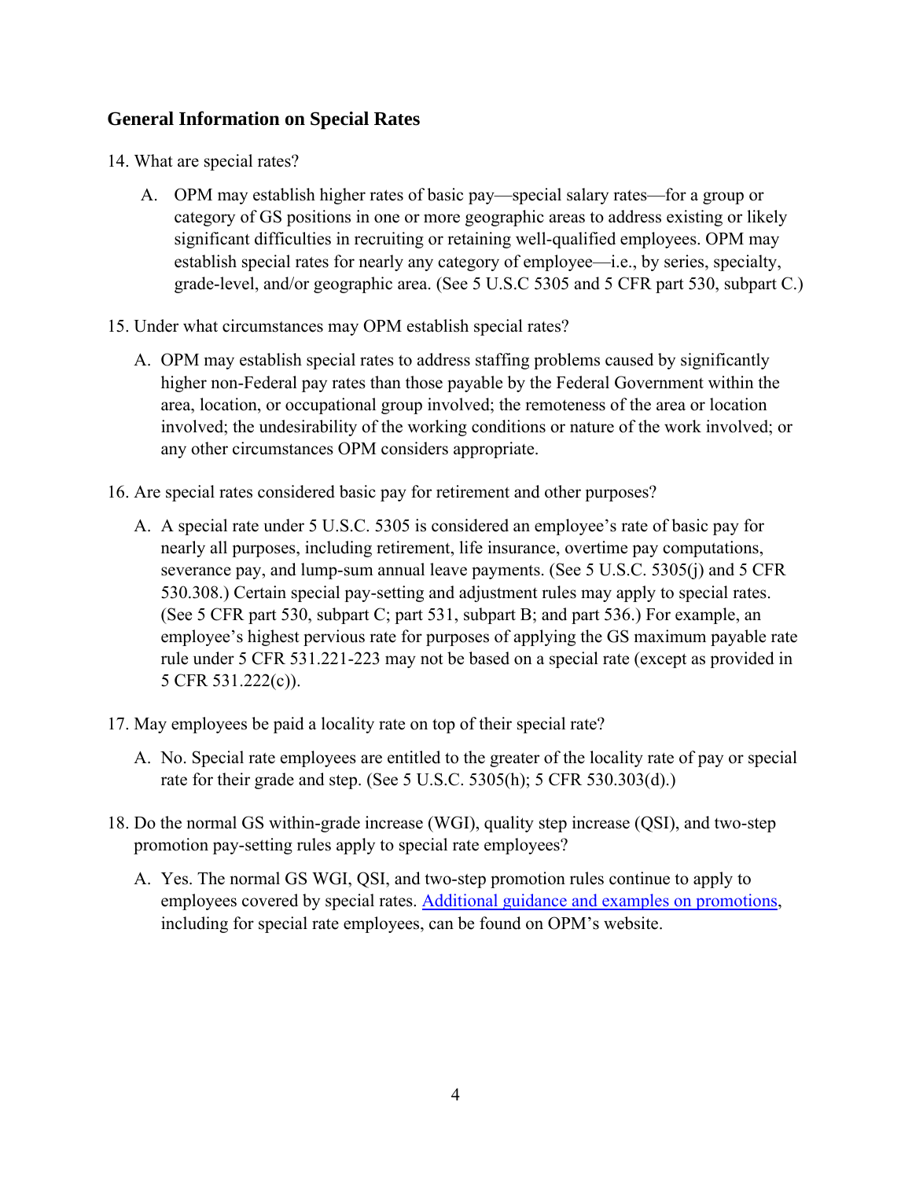## General Information on Special Rates

14. What are special rates?

    A. OPM may establish higher rates of basic pay—special salary rates—for a group or category of GS positions in one or more geographic areas to address existing or likely significant difficulties in recruiting or retaining well-qualified employees. OPM may establish special rates for nearly any category of employee—i.e., by series, specialty, grade-level, and/or geographic area. (See 5 U.S.C 5305 and 5 CFR part 530, subpart C.)

15. Under what circumstances may OPM establish special rates?

    A. OPM may establish special rates to address staffing problems caused by significantly higher non-Federal pay rates than those payable by the Federal Government within the area, location, or occupational group involved; the remoteness of the area or location involved; the undesirability of the working conditions or nature of the work involved; or any other circumstances OPM considers appropriate.

16. Are special rates considered basic pay for retirement and other purposes?

    A. A special rate under 5 U.S.C. 5305 is considered an employee's rate of basic pay for nearly all purposes, including retirement, life insurance, overtime pay computations, severance pay, and lump-sum annual leave payments. (See 5 U.S.C. 5305(j) and 5 CFR 530.308.) Certain special pay-setting and adjustment rules may apply to special rates. (See 5 CFR part 530, subpart C; part 531, subpart B; and part 536.) For example, an employee's highest pervious rate for purposes of applying the GS maximum payable rate rule under 5 CFR 531.221-223 may not be based on a special rate (except as provided in 5 CFR 531.222(c)).

17. May employees be paid a locality rate on top of their special rate?

    A. No. Special rate employees are entitled to the greater of the locality rate of pay or special rate for their grade and step. (See 5 U.S.C. 5305(h); 5 CFR 530.303(d).)

18. Do the normal GS within-grade increase (WGI), quality step increase (QSI), and two-step promotion pay-setting rules apply to special rate employees?

    A. Yes. The normal GS WGI, QSI, and two-step promotion rules continue to apply to employees covered by special rates. Additional guidance and examples on promotions, including for special rate employees, can be found on OPM's website.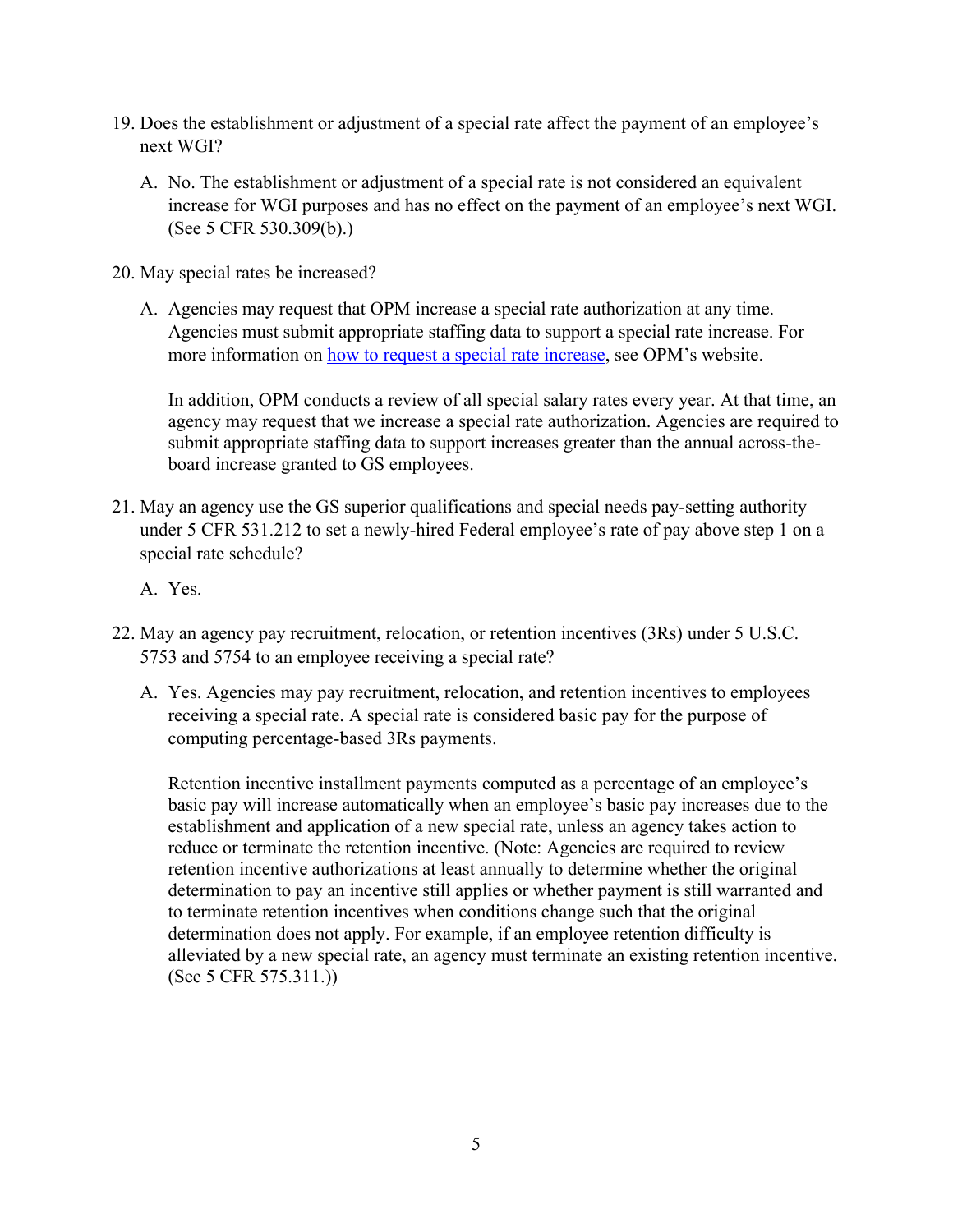19. Does the establishment or adjustment of a special rate affect the payment of an employee's next WGI?

    A. No. The establishment or adjustment of a special rate is not considered an equivalent increase for WGI purposes and has no effect on the payment of an employee's next WGI. (See 5 CFR 530.309(b).)

20. May special rates be increased?

    A. Agencies may request that OPM increase a special rate authorization at any time. Agencies must submit appropriate staffing data to support a special rate increase. For more information on how to request a special rate increase, see OPM's website.

    In addition, OPM conducts a review of all special salary rates every year. At that time, an agency may request that we increase a special rate authorization. Agencies are required to submit appropriate staffing data to support increases greater than the annual across-the-board increase granted to GS employees.

21. May an agency use the GS superior qualifications and special needs pay-setting authority under 5 CFR 531.212 to set a newly-hired Federal employee's rate of pay above step 1 on a special rate schedule?

    A. Yes.

22. May an agency pay recruitment, relocation, or retention incentives (3Rs) under 5 U.S.C. 5753 and 5754 to an employee receiving a special rate?

    A. Yes. Agencies may pay recruitment, relocation, and retention incentives to employees receiving a special rate. A special rate is considered basic pay for the purpose of computing percentage-based 3Rs payments.

    Retention incentive installment payments computed as a percentage of an employee's basic pay will increase automatically when an employee's basic pay increases due to the establishment and application of a new special rate, unless an agency takes action to reduce or terminate the retention incentive. (Note: Agencies are required to review retention incentive authorizations at least annually to determine whether the original determination to pay an incentive still applies or whether payment is still warranted and to terminate retention incentives when conditions change such that the original determination does not apply. For example, if an employee retention difficulty is alleviated by a new special rate, an agency must terminate an existing retention incentive. (See 5 CFR 575.311.))